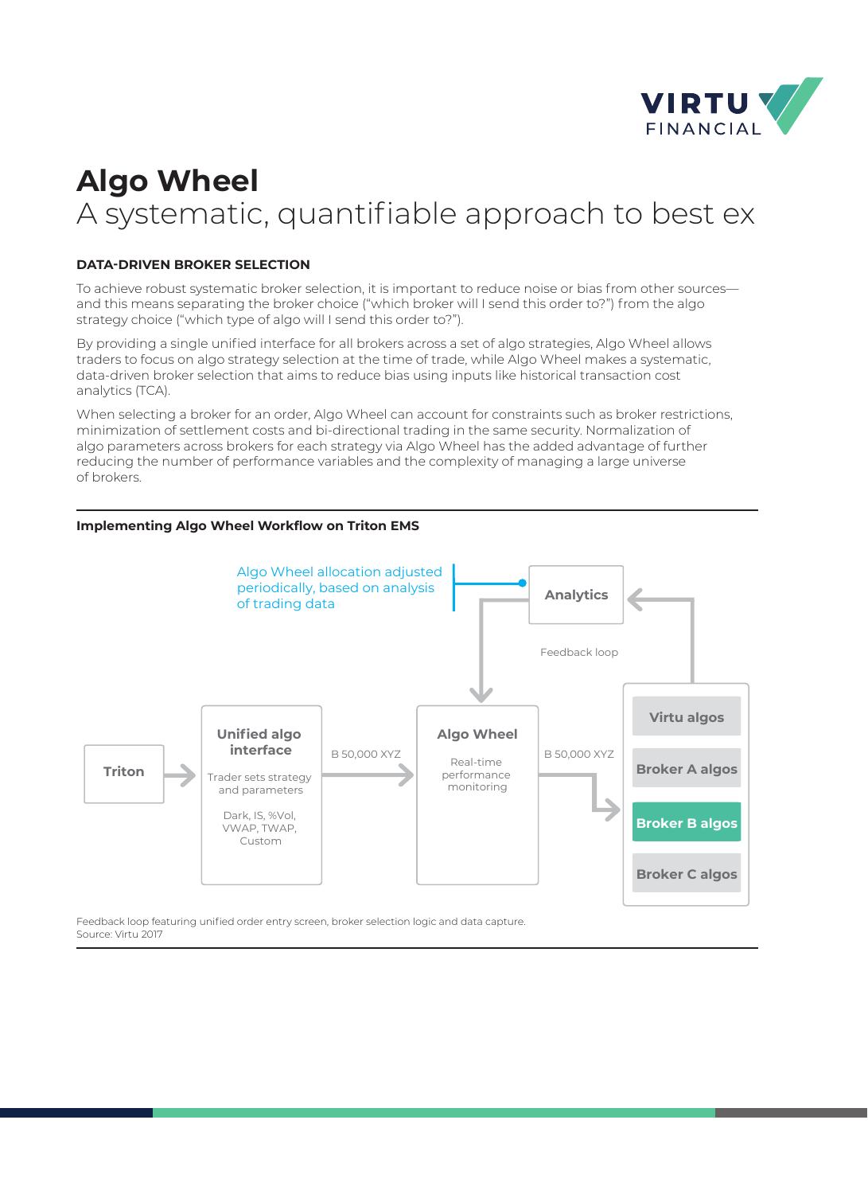# Algo Wheel

## A systematic, quantifiable approach to best ex

### DATA-DRIVEN BROKER SELECTION

To achieve robust systematic broker selection, it is important to reduce noise or bias from other sources—and this means separating the broker choice ("which broker will I send this order to?") from the algo strategy choice ("which type of algo will I send this order to?").

By providing a single unified interface for all brokers across a set of algo strategies, Algo Wheel allows traders to focus on algo strategy selection at the time of trade, while Algo Wheel makes a systematic, data-driven broker selection that aims to reduce bias using inputs like historical transaction cost analytics (TCA).

When selecting a broker for an order, Algo Wheel can account for constraints such as broker restrictions, minimization of settlement costs and bi-directional trading in the same security. Normalization of algo parameters across brokers for each strategy via Algo Wheel has the added advantage of further reducing the number of performance variables and the complexity of managing a large universe of brokers.

**Implementing Algo Wheel Workflow on Triton EMS**

Algo Wheel allocation adjusted periodically, based on analysis of trading data

Analytics

Feedback loop

Triton

Unified algo interface

Trader sets strategy and parameters

Dark, IS, %Vol, VWAP, TWAP, Custom

B 50,000 XYZ

Algo Wheel

Real-time performance monitoring

B 50,000 XYZ

Virtu algos

Broker A algos

Broker B algos

Broker C algos

Feedback loop featuring unified order entry screen, broker selection logic and data capture.
Source: Virtu 2017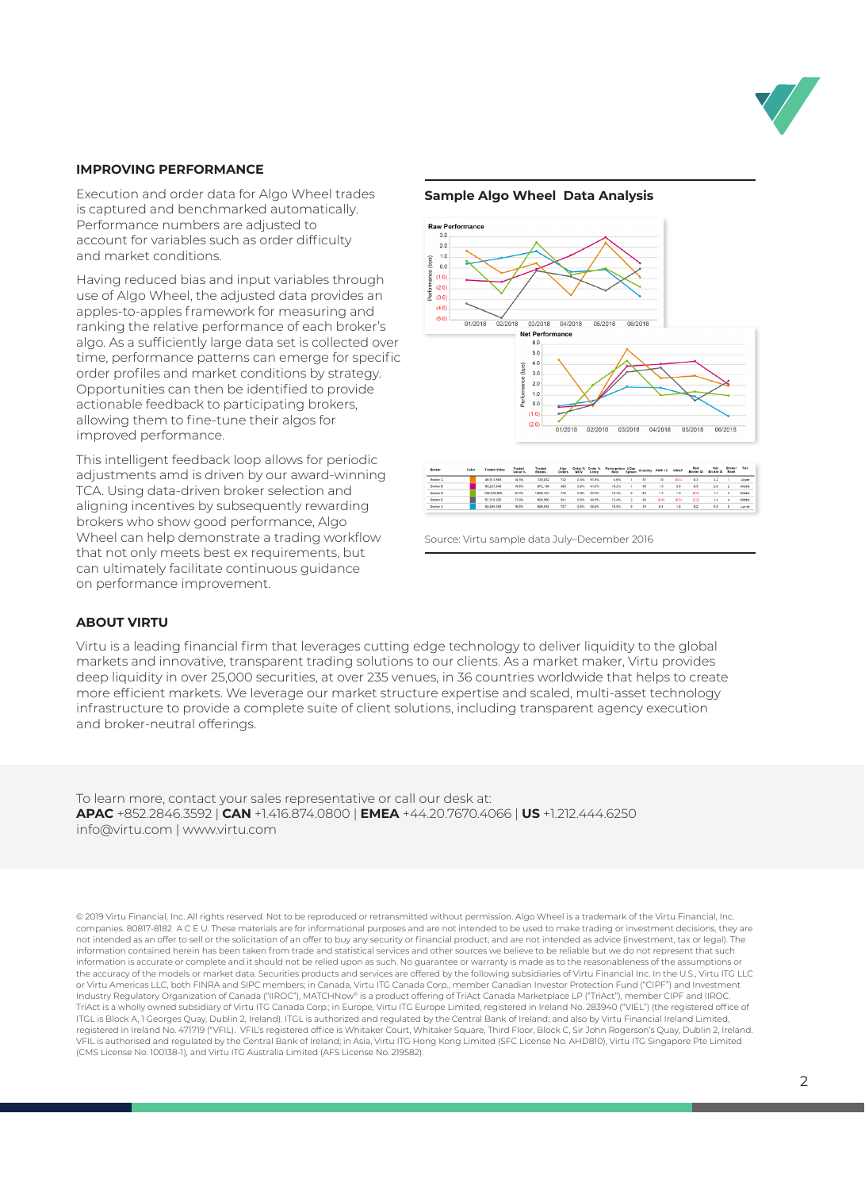## IMPROVING PERFORMANCE

Execution and order data for Algo Wheel trades is captured and benchmarked automatically. Performance numbers are adjusted to account for variables such as order difficulty and market conditions.

Having reduced bias and input variables through use of Algo Wheel, the adjusted data provides an apples-to-apples framework for measuring and ranking the relative performance of each broker's algo. As a sufficiently large data set is collected over time, performance patterns can emerge for specific order profiles and market conditions by strategy. Opportunities can then be identified to provide actionable feedback to participating brokers, allowing them to fine-tune their algos for improved performance.

This intelligent feedback loop allows for periodic adjustments amd is driven by our award-winning TCA. Using data-driven broker selection and aligning incentives by subsequently rewarding brokers who show good performance, Algo Wheel can help demonstrate a trading workflow that not only meets best ex requirements, but can ultimately facilitate continuous guidance on performance improvement.

### Sample Algo Wheel Data Analysis

Raw Performance

Performance (bps)

3.0
2.0
1.0
0.0
(1.0)
(2.0)
(3.0)
(4.0)
(5.0)

01/2018 02/2018 03/2018 04/2018 05/2018 06/2018

Net Performance

Performance (bps)

6.0
5.0
4.0
3.0
2.0
1.0
0.0
(1.0)
(2.0)

01/2018 02/2018 03/2018 04/2018 05/2018 06/2018

Source: Virtu sample data July–December 2016

## ABOUT VIRTU

Virtu is a leading financial firm that leverages cutting edge technology to deliver liquidity to the global markets and innovative, transparent trading solutions to our clients. As a market maker, Virtu provides deep liquidity in over 25,000 securities, at over 235 venues, in 36 countries worldwide that helps to create more efficient markets. We leverage our market structure expertise and scaled, multi-asset technology infrastructure to provide a complete suite of client solutions, including transparent agency execution and broker-neutral offerings.

To learn more, contact your sales representative or call our desk at:
**APAC** +852.2846.3592 | **CAN** +1.416.874.0800 | **EMEA** +44.20.7670.4066 | **US** +1.212.444.6250
info@virtu.com | www.virtu.com

© 2019 Virtu Financial, Inc. All rights reserved. Not to be reproduced or retransmitted without permission. Algo Wheel is a trademark of the Virtu Financial, Inc. companies. 80817-8182 A C E U. These materials are for informational purposes and are not intended to be used to make trading or investment decisions, they are not intended as an offer to sell or the solicitation of an offer to buy any security or financial product, and are not intended as advice (investment, tax or legal). The information contained herein has been taken from trade and statistical services and other sources we believe to be reliable but we do not represent that such information is accurate or complete and it should not be relied upon as such. No guarantee or warranty is made as to the reasonableness of the assumptions or the accuracy of the models or market data. Securities products and services are offered by the following subsidiaries of Virtu Financial Inc. In the U.S., Virtu ITG LLC or Virtu Americas LLC, both FINRA and SIPC members; in Canada, Virtu ITG Canada Corp., member Canadian Investor Protection Fund ("CIPF") and Investment Industry Regulatory Organization of Canada ("IIROC"), MATCHNow® is a product offering of TriAct Canada Marketplace LP ("TriAct"), member CIPF and IIROC. TriAct is a wholly owned subsidiary of Virtu ITG Canada Corp.; in Europe, Virtu ITG Europe Limited, registered in Ireland No. 283940 ("VIEL") (the registered office of ITGL is Block A, 1 Georges Quay, Dublin 2, Ireland). ITGL is authorized and regulated by the Central Bank of Ireland; and also by Virtu Financial Ireland Limited, registered in Ireland No. 471719 ("VFIL). VFIL's registered office is Whitaker Court, Whitaker Square, Third Floor, Block C, Sir John Rogerson's Quay, Dublin 2, Ireland. VFIL is authorised and regulated by the Central Bank of Ireland; in Asia, Virtu ITG Hong Kong Limited (SFC License No. AHD810), Virtu ITG Singapore Pte Limited (CMS License No. 100138-1), and Virtu ITG Australia Limited (AFS License No. 219582).